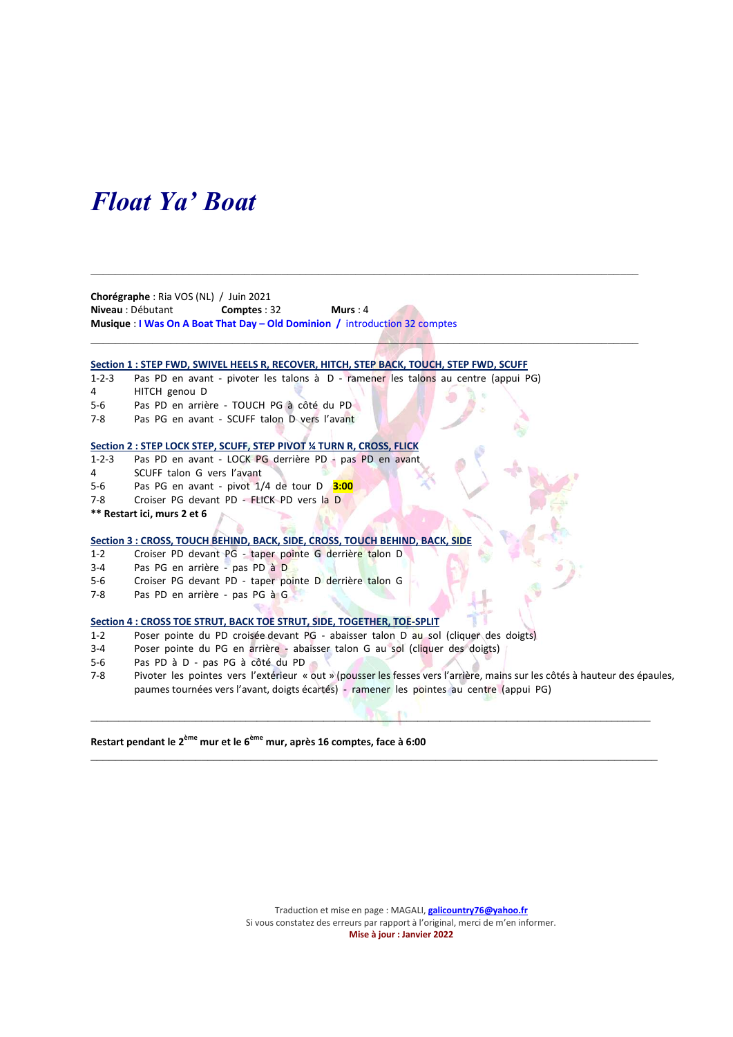# *Float Ya' Boat*

---

**Chorégraphe** : Ria VOS (NL) / Juin 2021
**Niveau** : Débutant **Comptes** : 32 **Murs** : 4
**Musique** : **I Was On A Boat That Day – Old Dominion** / introduction 32 comptes

---

**Section 1 : STEP FWD, SWIVEL HEELS R, RECOVER, HITCH, STEP BACK, TOUCH, STEP FWD, SCUFF**

1-2-3 Pas PD en avant - pivoter les talons à D - ramener les talons au centre (appui PG)
4 HITCH genou D
5-6 Pas PD en arrière - TOUCH PG à côté du PD
7-8 Pas PG en avant - SCUFF talon D vers l'avant

**Section 2 : STEP LOCK STEP, SCUFF, STEP PIVOT ¼ TURN R, CROSS, FLICK**

1-2-3 Pas PD en avant - LOCK PG derrière PD - pas PD en avant
4 SCUFF talon G vers l'avant
5-6 Pas PG en avant - pivot 1/4 de tour D **3:00**
7-8 Croiser PG devant PD - FLICK PD vers la D

**\*\* Restart ici, murs 2 et 6**

**Section 3 : CROSS, TOUCH BEHIND, BACK, SIDE, CROSS, TOUCH BEHIND, BACK, SIDE**

1-2 Croiser PD devant PG - taper pointe G derrière talon D
3-4 Pas PG en arrière - pas PD à D
5-6 Croiser PG devant PD - taper pointe D derrière talon G
7-8 Pas PD en arrière - pas PG à G

**Section 4 : CROSS TOE STRUT, BACK TOE STRUT, SIDE, TOGETHER, TOE-SPLIT**

1-2 Poser pointe du PD croisée devant PG - abaisser talon D au sol (cliquer des doigts)
3-4 Poser pointe du PG en arrière - abaisser talon G au sol (cliquer des doigts)
5-6 Pas PD à D - pas PG à côté du PD
7-8 Pivoter les pointes vers l'extérieur « out » (pousser les fesses vers l'arrière, mains sur les côtés à hauteur des épaules, paumes tournées vers l'avant, doigts écartés) - ramener les pointes au centre (appui PG)

---

**Restart pendant le 2ème mur et le 6ème mur, après 16 comptes, face à 6:00**

---

Traduction et mise en page : MAGALI, **galicountry76@yahoo.fr**
Si vous constatez des erreurs par rapport à l'original, merci de m'en informer.
**Mise à jour : Janvier 2022**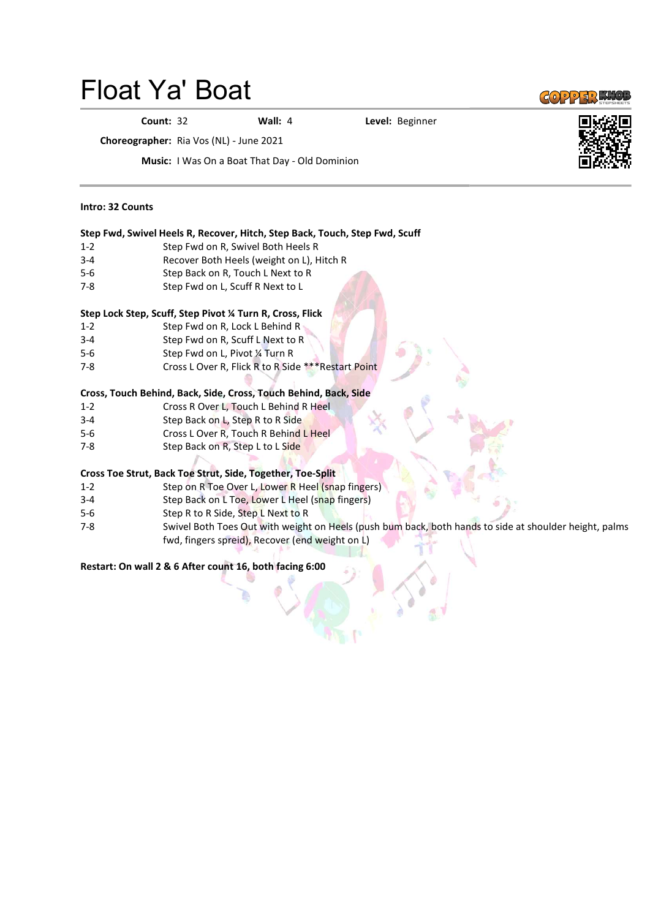# Float Ya' Boat

**Count:** 32 **Wall:** 4 **Level:** Beginner

**Choreographer:** Ria Vos (NL) - June 2021

**Music:** I Was On a Boat That Day - Old Dominion

**Intro: 32 Counts**

**Step Fwd, Swivel Heels R, Recover, Hitch, Step Back, Touch, Step Fwd, Scuff**

| | |
|---|---|
| 1-2 | Step Fwd on R, Swivel Both Heels R |
| 3-4 | Recover Both Heels (weight on L), Hitch R |
| 5-6 | Step Back on R, Touch L Next to R |
| 7-8 | Step Fwd on L, Scuff R Next to L |

**Step Lock Step, Scuff, Step Pivot ¼ Turn R, Cross, Flick**

| | |
|---|---|
| 1-2 | Step Fwd on R, Lock L Behind R |
| 3-4 | Step Fwd on R, Scuff L Next to R |
| 5-6 | Step Fwd on L, Pivot ¼ Turn R |
| 7-8 | Cross L Over R, Flick R to R Side ***Restart Point |

**Cross, Touch Behind, Back, Side, Cross, Touch Behind, Back, Side**

| | |
|---|---|
| 1-2 | Cross R Over L, Touch L Behind R Heel |
| 3-4 | Step Back on L, Step R to R Side |
| 5-6 | Cross L Over R, Touch R Behind L Heel |
| 7-8 | Step Back on R, Step L to L Side |

**Cross Toe Strut, Back Toe Strut, Side, Together, Toe-Split**

| | |
|---|---|
| 1-2 | Step on R Toe Over L, Lower R Heel (snap fingers) |
| 3-4 | Step Back on L Toe, Lower L Heel (snap fingers) |
| 5-6 | Step R to R Side, Step L Next to R |
| 7-8 | Swivel Both Toes Out with weight on Heels (push bum back, both hands to side at shoulder height, palms fwd, fingers spreid), Recover (end weight on L) |

**Restart: On wall 2 & 6 After count 16, both facing 6:00**